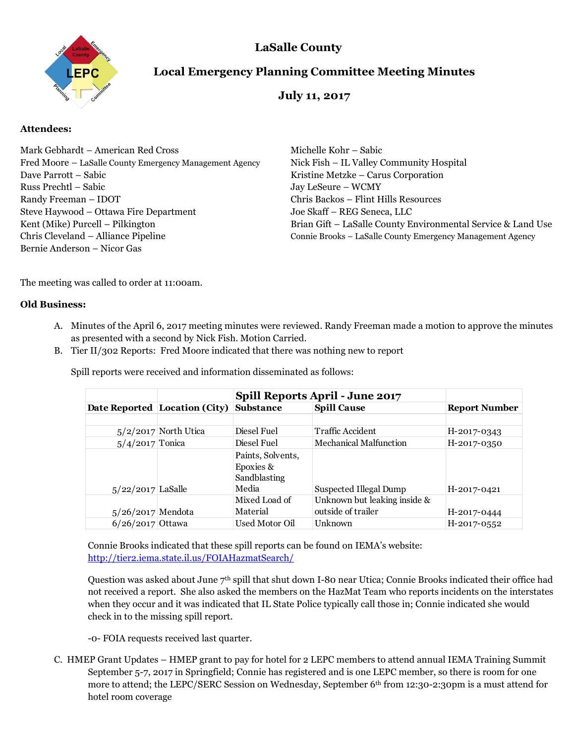# LaSalle County

## Local Emergency Planning Committee Meeting Minutes

### July 11, 2017

**Attendees:**

Mark Gebhardt – American Red Cross
Fred Moore – LaSalle County Emergency Management Agency
Dave Parrott – Sabic
Russ Prechtl – Sabic
Randy Freeman – IDOT
Steve Haywood – Ottawa Fire Department
Kent (Mike) Purcell – Pilkington
Chris Cleveland – Alliance Pipeline
Bernie Anderson – Nicor Gas
Michelle Kohr – Sabic
Nick Fish – IL Valley Community Hospital
Kristine Metzke – Carus Corporation
Jay LeSeure – WCMY
Chris Backos – Flint Hills Resources
Joe Skaff – REG Seneca, LLC
Brian Gift – LaSalle County Environmental Service & Land Use
Connie Brooks – LaSalle County Emergency Management Agency

The meeting was called to order at 11:00am.

**Old Business:**

A. Minutes of the April 6, 2017 meeting minutes were reviewed. Randy Freeman made a motion to approve the minutes as presented with a second by Nick Fish. Motion Carried.

B. Tier II/302 Reports: Fred Moore indicated that there was nothing new to report

   Spill reports were received and information disseminated as follows:

| | | Spill Reports April - June 2017 | | |
|---|---|---|---|---|
| Date Reported | Location (City) | Substance | Spill Cause | Report Number |
| 5/2/2017 | North Utica | Diesel Fuel | Traffic Accident | H-2017-0343 |
| 5/4/2017 | Tonica | Diesel Fuel | Mechanical Malfunction | H-2017-0350 |
| 5/22/2017 | LaSalle | Paints, Solvents, Epoxies & Sandblasting Media | Suspected Illegal Dump | H-2017-0421 |
| 5/26/2017 | Mendota | Mixed Load of Material | Unknown but leaking inside & outside of trailer | H-2017-0444 |
| 6/26/2017 | Ottawa | Used Motor Oil | Unknown | H-2017-0552 |

   Connie Brooks indicated that these spill reports can be found on IEMA's website: http://tier2.iema.state.il.us/FOIAHazmatSearch/

   Question was asked about June 7th spill that shut down I-80 near Utica; Connie Brooks indicated their office had not received a report. She also asked the members on the HazMat Team who reports incidents on the interstates when they occur and it was indicated that IL State Police typically call those in; Connie indicated she would check in to the missing spill report.

   -0- FOIA requests received last quarter.

C. HMEP Grant Updates – HMEP grant to pay for hotel for 2 LEPC members to attend annual IEMA Training Summit September 5-7, 2017 in Springfield; Connie has registered and is one LEPC member, so there is room for one more to attend; the LEPC/SERC Session on Wednesday, September 6th from 12:30-2:30pm is a must attend for hotel room coverage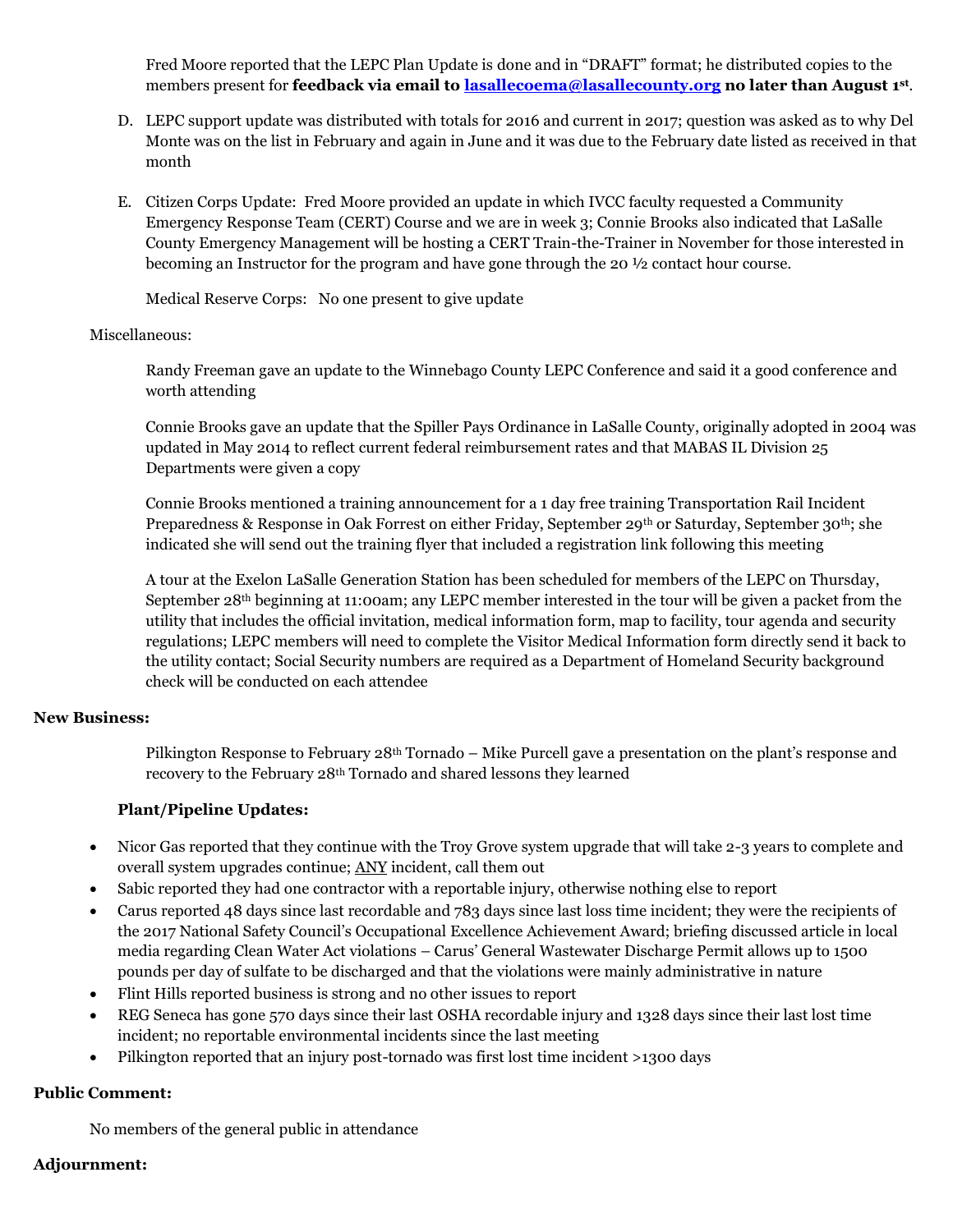Fred Moore reported that the LEPC Plan Update is done and in "DRAFT" format; he distributed copies to the members present for **feedback via email to [lasallecoema@lasallecounty.org](mailto:lasallecoema@lasallecounty.org) no later than August 1st**.

D. LEPC support update was distributed with totals for 2016 and current in 2017; question was asked as to why Del Monte was on the list in February and again in June and it was due to the February date listed as received in that month

E. Citizen Corps Update: Fred Moore provided an update in which IVCC faculty requested a Community Emergency Response Team (CERT) Course and we are in week 3; Connie Brooks also indicated that LaSalle County Emergency Management will be hosting a CERT Train-the-Trainer in November for those interested in becoming an Instructor for the program and have gone through the 20 ½ contact hour course.

   Medical Reserve Corps: No one present to give update

Miscellaneous:

Randy Freeman gave an update to the Winnebago County LEPC Conference and said it a good conference and worth attending

Connie Brooks gave an update that the Spiller Pays Ordinance in LaSalle County, originally adopted in 2004 was updated in May 2014 to reflect current federal reimbursement rates and that MABAS IL Division 25 Departments were given a copy

Connie Brooks mentioned a training announcement for a 1 day free training Transportation Rail Incident Preparedness & Response in Oak Forrest on either Friday, September 29th or Saturday, September 30th; she indicated she will send out the training flyer that included a registration link following this meeting

A tour at the Exelon LaSalle Generation Station has been scheduled for members of the LEPC on Thursday, September 28th beginning at 11:00am; any LEPC member interested in the tour will be given a packet from the utility that includes the official invitation, medical information form, map to facility, tour agenda and security regulations; LEPC members will need to complete the Visitor Medical Information form directly send it back to the utility contact; Social Security numbers are required as a Department of Homeland Security background check will be conducted on each attendee

**New Business:**

Pilkington Response to February 28th Tornado – Mike Purcell gave a presentation on the plant's response and recovery to the February 28th Tornado and shared lessons they learned

**Plant/Pipeline Updates:**

- Nicor Gas reported that they continue with the Troy Grove system upgrade that will take 2-3 years to complete and overall system upgrades continue; ANY incident, call them out
- Sabic reported they had one contractor with a reportable injury, otherwise nothing else to report
- Carus reported 48 days since last recordable and 783 days since last loss time incident; they were the recipients of the 2017 National Safety Council's Occupational Excellence Achievement Award; briefing discussed article in local media regarding Clean Water Act violations – Carus' General Wastewater Discharge Permit allows up to 1500 pounds per day of sulfate to be discharged and that the violations were mainly administrative in nature
- Flint Hills reported business is strong and no other issues to report
- REG Seneca has gone 570 days since their last OSHA recordable injury and 1328 days since their last lost time incident; no reportable environmental incidents since the last meeting
- Pilkington reported that an injury post-tornado was first lost time incident >1300 days

**Public Comment:**

No members of the general public in attendance

**Adjournment:**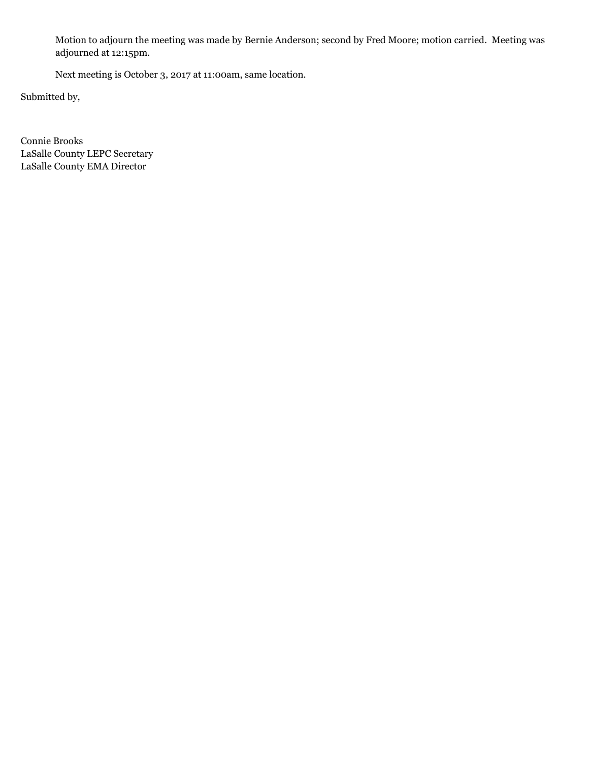Motion to adjourn the meeting was made by Bernie Anderson; second by Fred Moore; motion carried. Meeting was adjourned at 12:15pm.

Next meeting is October 3, 2017 at 11:00am, same location.

Submitted by,

Connie Brooks
LaSalle County LEPC Secretary
LaSalle County EMA Director